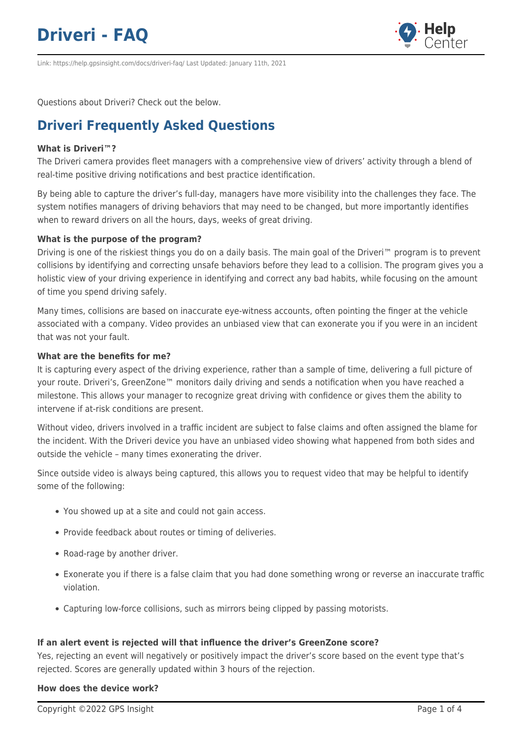# Driveri - FAQ

Link: https://help.gpsinsight.com/docs/driveri-faq/ Last Updated: January 11th, 2021

Questions about Driveri? Check out the below.

## Driveri Frequently Asked Questions

**What is Driveri™?**

The Driveri camera provides fleet managers with a comprehensive view of drivers' activity through a blend of real-time positive driving notifications and best practice identification.

By being able to capture the driver's full-day, managers have more visibility into the challenges they face. The system notifies managers of driving behaviors that may need to be changed, but more importantly identifies when to reward drivers on all the hours, days, weeks of great driving.

**What is the purpose of the program?**

Driving is one of the riskiest things you do on a daily basis. The main goal of the Driveri™ program is to prevent collisions by identifying and correcting unsafe behaviors before they lead to a collision. The program gives you a holistic view of your driving experience in identifying and correct any bad habits, while focusing on the amount of time you spend driving safely.

Many times, collisions are based on inaccurate eye-witness accounts, often pointing the finger at the vehicle associated with a company. Video provides an unbiased view that can exonerate you if you were in an incident that was not your fault.

**What are the benefits for me?**

It is capturing every aspect of the driving experience, rather than a sample of time, delivering a full picture of your route. Driveri's, GreenZone™ monitors daily driving and sends a notification when you have reached a milestone. This allows your manager to recognize great driving with confidence or gives them the ability to intervene if at-risk conditions are present.

Without video, drivers involved in a traffic incident are subject to false claims and often assigned the blame for the incident. With the Driveri device you have an unbiased video showing what happened from both sides and outside the vehicle – many times exonerating the driver.

Since outside video is always being captured, this allows you to request video that may be helpful to identify some of the following:

- You showed up at a site and could not gain access.
- Provide feedback about routes or timing of deliveries.
- Road-rage by another driver.
- Exonerate you if there is a false claim that you had done something wrong or reverse an inaccurate traffic violation.
- Capturing low-force collisions, such as mirrors being clipped by passing motorists.

**If an alert event is rejected will that influence the driver's GreenZone score?**

Yes, rejecting an event will negatively or positively impact the driver's score based on the event type that's rejected. Scores are generally updated within 3 hours of the rejection.

**How does the device work?**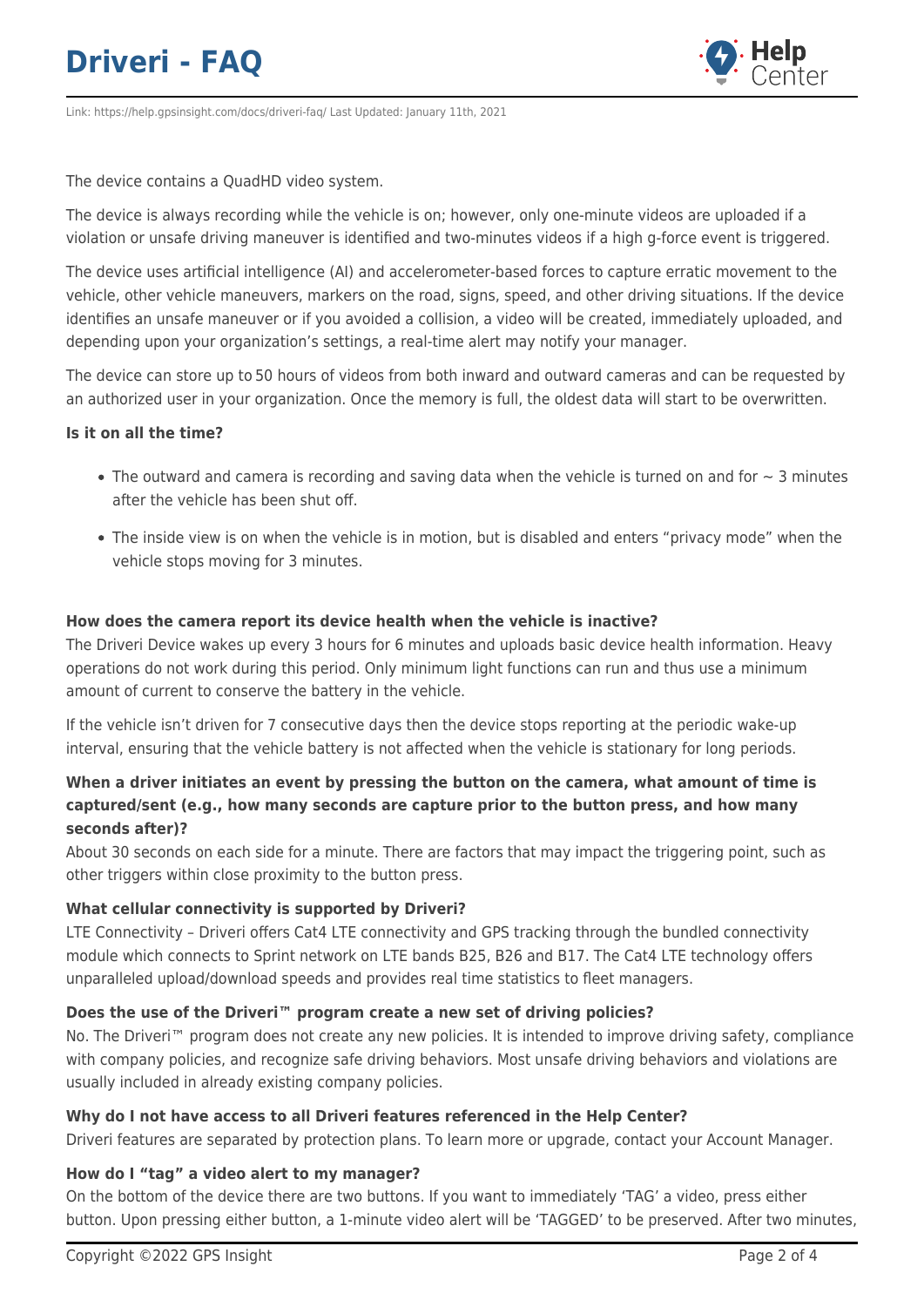The device contains a QuadHD video system.

The device is always recording while the vehicle is on; however, only one-minute videos are uploaded if a violation or unsafe driving maneuver is identified and two-minutes videos if a high g-force event is triggered.

The device uses artificial intelligence (AI) and accelerometer-based forces to capture erratic movement to the vehicle, other vehicle maneuvers, markers on the road, signs, speed, and other driving situations. If the device identifies an unsafe maneuver or if you avoided a collision, a video will be created, immediately uploaded, and depending upon your organization's settings, a real-time alert may notify your manager.

The device can store up to 50 hours of videos from both inward and outward cameras and can be requested by an authorized user in your organization. Once the memory is full, the oldest data will start to be overwritten.

**Is it on all the time?**

- The outward and camera is recording and saving data when the vehicle is turned on and for ~ 3 minutes after the vehicle has been shut off.
- The inside view is on when the vehicle is in motion, but is disabled and enters "privacy mode" when the vehicle stops moving for 3 minutes.

**How does the camera report its device health when the vehicle is inactive?**

The Driveri Device wakes up every 3 hours for 6 minutes and uploads basic device health information. Heavy operations do not work during this period. Only minimum light functions can run and thus use a minimum amount of current to conserve the battery in the vehicle.

If the vehicle isn't driven for 7 consecutive days then the device stops reporting at the periodic wake-up interval, ensuring that the vehicle battery is not affected when the vehicle is stationary for long periods.

**When a driver initiates an event by pressing the button on the camera, what amount of time is captured/sent (e.g., how many seconds are capture prior to the button press, and how many seconds after)?**

About 30 seconds on each side for a minute. There are factors that may impact the triggering point, such as other triggers within close proximity to the button press.

**What cellular connectivity is supported by Driveri?**

LTE Connectivity – Driveri offers Cat4 LTE connectivity and GPS tracking through the bundled connectivity module which connects to Sprint network on LTE bands B25, B26 and B17. The Cat4 LTE technology offers unparalleled upload/download speeds and provides real time statistics to fleet managers.

**Does the use of the Driveri™ program create a new set of driving policies?**

No. The Driveri™ program does not create any new policies. It is intended to improve driving safety, compliance with company policies, and recognize safe driving behaviors. Most unsafe driving behaviors and violations are usually included in already existing company policies.

**Why do I not have access to all Driveri features referenced in the Help Center?**

Driveri features are separated by protection plans. To learn more or upgrade, contact your Account Manager.

**How do I "tag" a video alert to my manager?**

On the bottom of the device there are two buttons. If you want to immediately 'TAG' a video, press either button. Upon pressing either button, a 1-minute video alert will be 'TAGGED' to be preserved. After two minutes,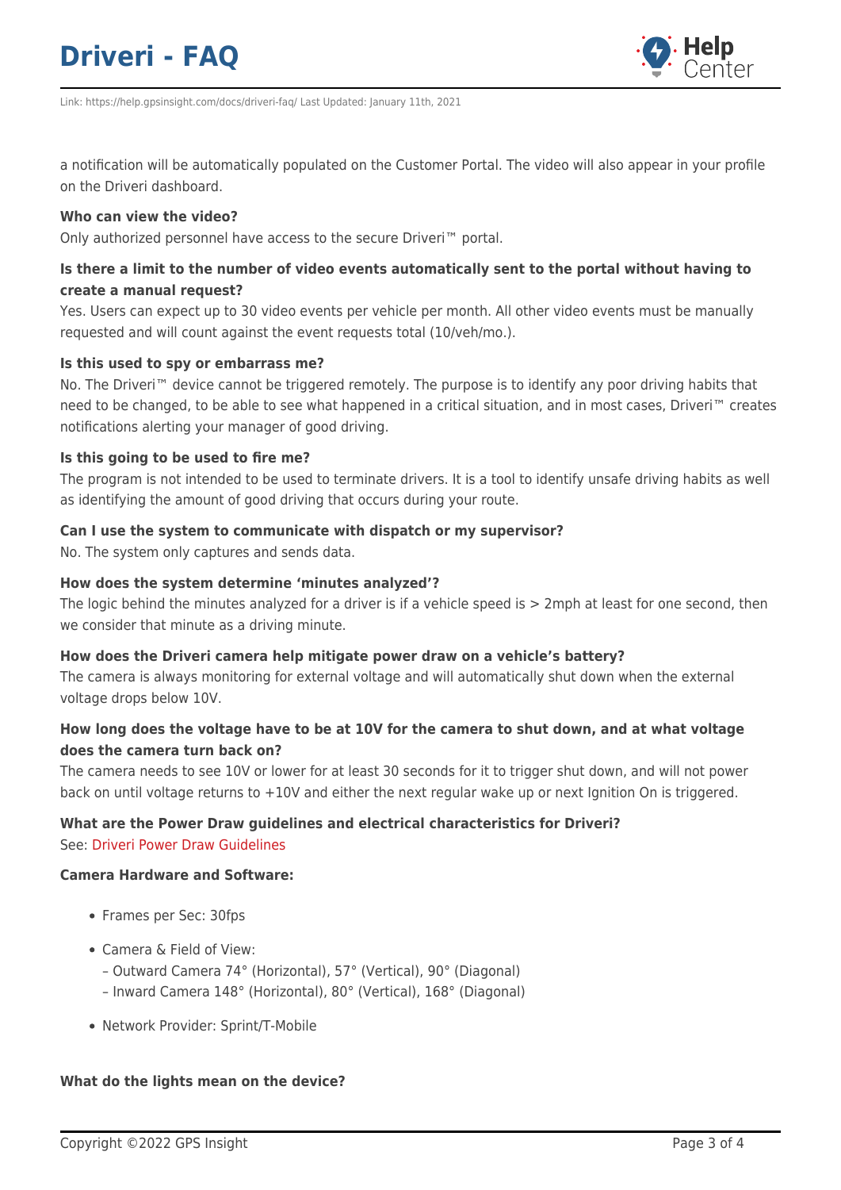a notification will be automatically populated on the Customer Portal. The video will also appear in your profile on the Driveri dashboard.

**Who can view the video?**
Only authorized personnel have access to the secure Driveri™ portal.

**Is there a limit to the number of video events automatically sent to the portal without having to create a manual request?**
Yes. Users can expect up to 30 video events per vehicle per month. All other video events must be manually requested and will count against the event requests total (10/veh/mo.).

**Is this used to spy or embarrass me?**
No. The Driveri™ device cannot be triggered remotely. The purpose is to identify any poor driving habits that need to be changed, to be able to see what happened in a critical situation, and in most cases, Driveri™ creates notifications alerting your manager of good driving.

**Is this going to be used to fire me?**
The program is not intended to be used to terminate drivers. It is a tool to identify unsafe driving habits as well as identifying the amount of good driving that occurs during your route.

**Can I use the system to communicate with dispatch or my supervisor?**
No. The system only captures and sends data.

**How does the system determine 'minutes analyzed'?**
The logic behind the minutes analyzed for a driver is if a vehicle speed is > 2mph at least for one second, then we consider that minute as a driving minute.

**How does the Driveri camera help mitigate power draw on a vehicle's battery?**
The camera is always monitoring for external voltage and will automatically shut down when the external voltage drops below 10V.

**How long does the voltage have to be at 10V for the camera to shut down, and at what voltage does the camera turn back on?**
The camera needs to see 10V or lower for at least 30 seconds for it to trigger shut down, and will not power back on until voltage returns to +10V and either the next regular wake up or next Ignition On is triggered.

**What are the Power Draw guidelines and electrical characteristics for Driveri?**
See: Driveri Power Draw Guidelines

**Camera Hardware and Software:**

- Frames per Sec: 30fps
- Camera & Field of View:
  – Outward Camera 74° (Horizontal), 57° (Vertical), 90° (Diagonal)
  – Inward Camera 148° (Horizontal), 80° (Vertical), 168° (Diagonal)
- Network Provider: Sprint/T-Mobile

**What do the lights mean on the device?**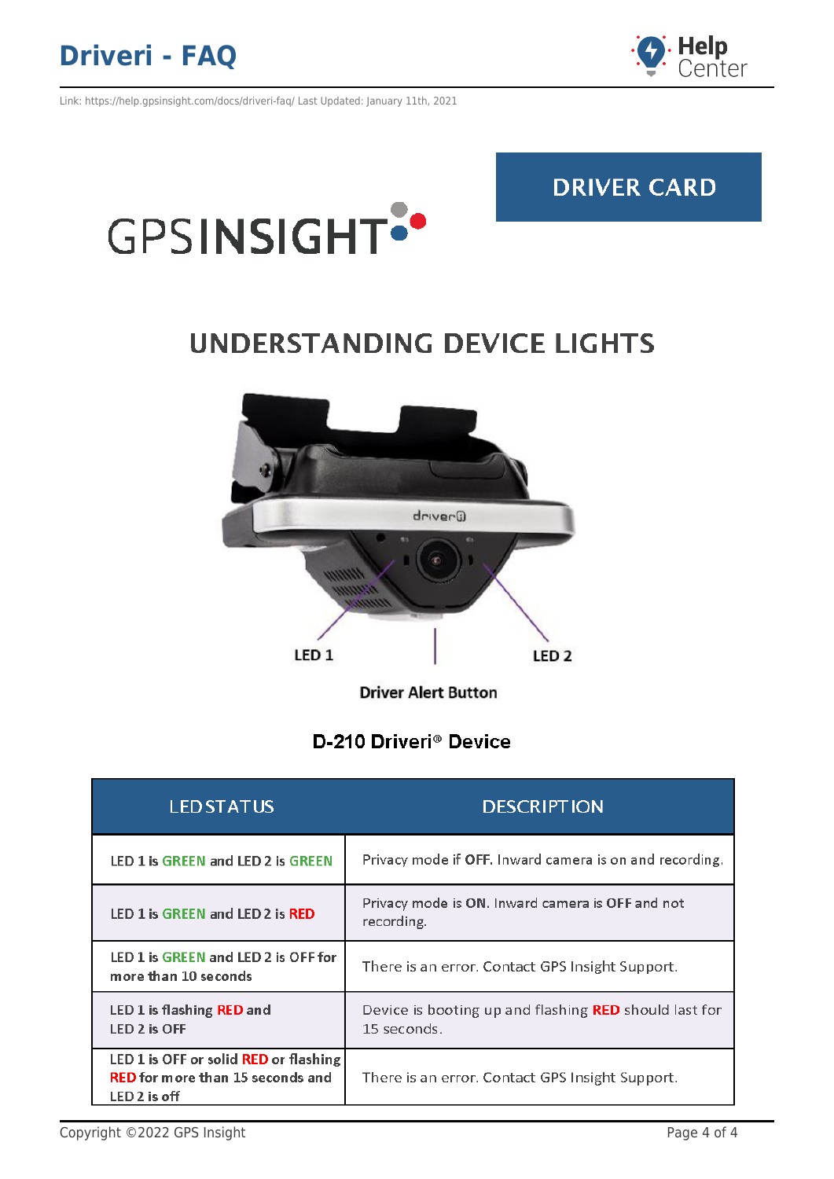GPSINSIGHT

DRIVER CARD

# UNDERSTANDING DEVICE LIGHTS

LED 1

LED 2

Driver Alert Button

**D-210 Driveri® Device**

| LED STATUS | DESCRIPTION |
|---|---|
| LED 1 is GREEN and LED 2 is GREEN | Privacy mode if **OFF**. Inward camera is on and recording. |
| LED 1 is GREEN and LED 2 is RED | Privacy mode is **ON**. Inward camera is **OFF** and not recording. |
| LED 1 is GREEN and LED 2 is OFF for more than 10 seconds | There is an error. Contact GPS Insight Support. |
| LED 1 is flashing RED and LED 2 is OFF | Device is booting up and flashing **RED** should last for 15 seconds. |
| LED 1 is OFF or solid RED or flashing RED for more than 15 seconds and LED 2 is off | There is an error. Contact GPS Insight Support. |